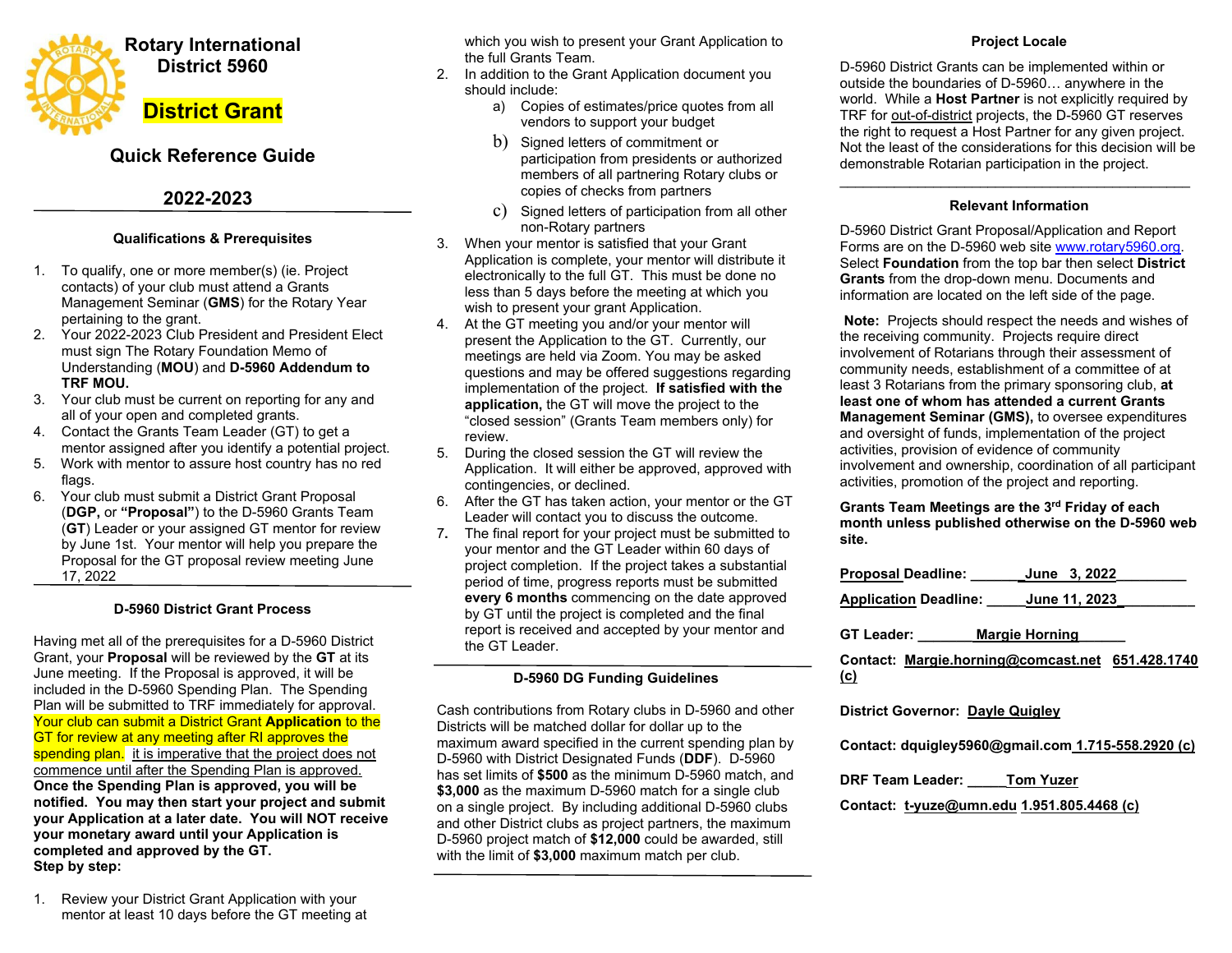# Rotary International District 5960

## District Grant

## Quick Reference Guide

## 2022-2023

### Qualifications & Prerequisites

1. To qualify, one or more member(s) (ie. Project contacts) of your club must attend a Grants Management Seminar (**GMS**) for the Rotary Year pertaining to the grant.
2. Your 2022-2023 Club President and President Elect must sign The Rotary Foundation Memo of Understanding (**MOU**) and **D-5960 Addendum to TRF MOU.**
3. Your club must be current on reporting for any and all of your open and completed grants.
4. Contact the Grants Team Leader (GT) to get a mentor assigned after you identify a potential project.
5. Work with mentor to assure host country has no red flags.
6. Your club must submit a District Grant Proposal (**DGP,** or **"Proposal"**) to the D-5960 Grants Team (**GT**) Leader or your assigned GT mentor for review by June 1st. Your mentor will help you prepare the Proposal for the GT proposal review meeting June 17, 2022

### D-5960 District Grant Process

Having met all of the prerequisites for a D-5960 District Grant, your **Proposal** will be reviewed by the **GT** at its June meeting. If the Proposal is approved, it will be included in the D-5960 Spending Plan. The Spending Plan will be submitted to TRF immediately for approval. Your club can submit a District Grant **Application** to the GT for review at any meeting after RI approves the spending plan. it is imperative that the project does not commence until after the Spending Plan is approved. **Once the Spending Plan is approved, you will be notified. You may then start your project and submit your Application at a later date. You will NOT receive your monetary award until your Application is completed and approved by the GT.**
**Step by step:**

1. Review your District Grant Application with your mentor at least 10 days before the GT meeting at which you wish to present your Grant Application to the full Grants Team.
2. In addition to the Grant Application document you should include:
   a) Copies of estimates/price quotes from all vendors to support your budget
   b) Signed letters of commitment or participation from presidents or authorized members of all partnering Rotary clubs or copies of checks from partners
   c) Signed letters of participation from all other non-Rotary partners
3. When your mentor is satisfied that your Grant Application is complete, your mentor will distribute it electronically to the full GT. This must be done no less than 5 days before the meeting at which you wish to present your grant Application.
4. At the GT meeting you and/or your mentor will present the Application to the GT. Currently, our meetings are held via Zoom. You may be asked questions and may be offered suggestions regarding implementation of the project. **If satisfied with the application,** the GT will move the project to the "closed session" (Grants Team members only) for review.
5. During the closed session the GT will review the Application. It will either be approved, approved with contingencies, or declined.
6. After the GT has taken action, your mentor or the GT Leader will contact you to discuss the outcome.
7. The final report for your project must be submitted to your mentor and the GT Leader within 60 days of project completion. If the project takes a substantial period of time, progress reports must be submitted **every 6 months** commencing on the date approved by GT until the project is completed and the final report is received and accepted by your mentor and the GT Leader.

### D-5960 DG Funding Guidelines

Cash contributions from Rotary clubs in D-5960 and other Districts will be matched dollar for dollar up to the maximum award specified in the current spending plan by D-5960 with District Designated Funds (**DDF**). D-5960 has set limits of **$500** as the minimum D-5960 match, and **$3,000** as the maximum D-5960 match for a single club on a single project. By including additional D-5960 clubs and other District clubs as project partners, the maximum D-5960 project match of **$12,000** could be awarded, still with the limit of **$3,000** maximum match per club.

### Project Locale

D-5960 District Grants can be implemented within or outside the boundaries of D-5960… anywhere in the world. While a **Host Partner** is not explicitly required by TRF for out-of-district projects, the D-5960 GT reserves the right to request a Host Partner for any given project. Not the least of the considerations for this decision will be demonstrable Rotarian participation in the project.

### Relevant Information

D-5960 District Grant Proposal/Application and Report Forms are on the D-5960 web site www.rotary5960.org. Select **Foundation** from the top bar then select **District Grants** from the drop-down menu. Documents and information are located on the left side of the page.

**Note:** Projects should respect the needs and wishes of the receiving community. Projects require direct involvement of Rotarians through their assessment of community needs, establishment of a committee of at least 3 Rotarians from the primary sponsoring club, **at least one of whom has attended a current Grants Management Seminar (GMS),** to oversee expenditures and oversight of funds, implementation of the project activities, provision of evidence of community involvement and ownership, coordination of all participant activities, promotion of the project and reporting.

**Grants Team Meetings are the 3rd Friday of each month unless published otherwise on the D-5960 web site.**

**Proposal Deadline: June 3, 2022**

**Application Deadline: June 11, 2023**

**GT Leader: Margie Horning**

**Contact: Margie.horning@comcast.net 651.428.1740 (c)**

**District Governor: Dayle Quigley**

**Contact: dquigley5960@gmail.com 1.715-558.2920 (c)**

**DRF Team Leader: Tom Yuzer**

**Contact: t-yuze@umn.edu 1.951.805.4468 (c)**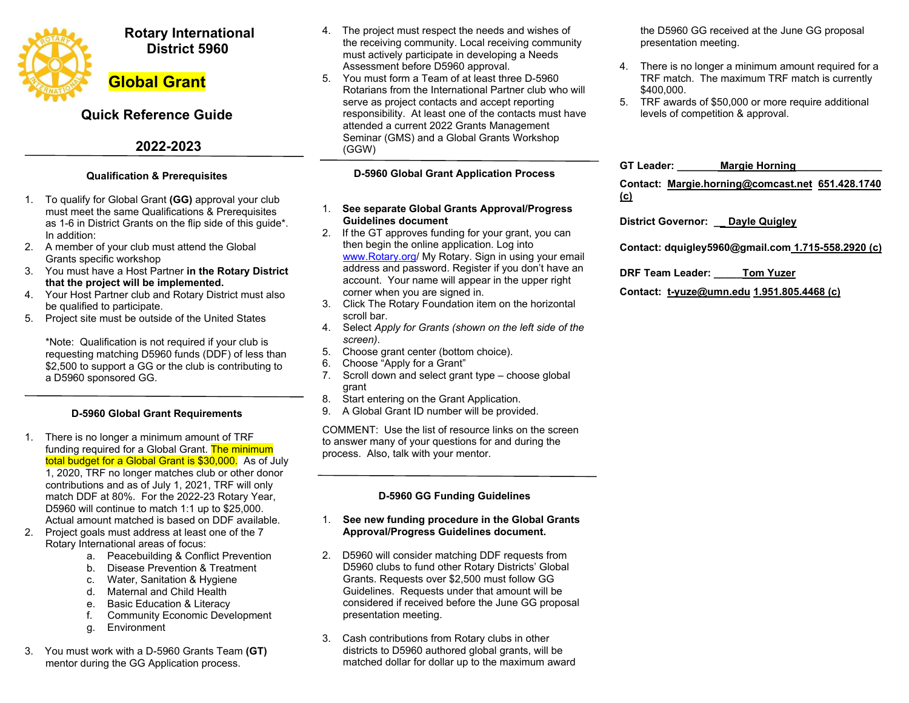# Rotary International District 5960

## Global Grant

## Quick Reference Guide

## 2022-2023

### Qualification & Prerequisites

1. To qualify for Global Grant **(GG)** approval your club must meet the same Qualifications & Prerequisites as 1-6 in District Grants on the flip side of this guide*. In addition:
2. A member of your club must attend the Global Grants specific workshop
3. You must have a Host Partner **in the Rotary District that the project will be implemented.**
4. Your Host Partner club and Rotary District must also be qualified to participate.
5. Project site must be outside of the United States

*Note: Qualification is not required if your club is requesting matching D5960 funds (DDF) of less than $2,500 to support a GG or the club is contributing to a D5960 sponsored GG.

### D-5960 Global Grant Requirements

1. There is no longer a minimum amount of TRF funding required for a Global Grant. The minimum total budget for a Global Grant is $30,000. As of July 1, 2020, TRF no longer matches club or other donor contributions and as of July 1, 2021, TRF will only match DDF at 80%. For the 2022-23 Rotary Year, D5960 will continue to match 1:1 up to $25,000. Actual amount matched is based on DDF available.
2. Project goals must address at least one of the 7 Rotary International areas of focus:
   a. Peacebuilding & Conflict Prevention
   b. Disease Prevention & Treatment
   c. Water, Sanitation & Hygiene
   d. Maternal and Child Health
   e. Basic Education & Literacy
   f. Community Economic Development
   g. Environment
3. You must work with a D-5960 Grants Team **(GT)** mentor during the GG Application process.
4. The project must respect the needs and wishes of the receiving community. Local receiving community must actively participate in developing a Needs Assessment before D5960 approval.
5. You must form a Team of at least three D-5960 Rotarians from the International Partner club who will serve as project contacts and accept reporting responsibility. At least one of the contacts must have attended a current 2022 Grants Management Seminar (GMS) and a Global Grants Workshop (GGW)

### D-5960 Global Grant Application Process

1. **See separate Global Grants Approval/Progress Guidelines document**
2. If the GT approves funding for your grant, you can then begin the online application. Log into www.Rotary.org/ My Rotary. Sign in using your email address and password. Register if you don't have an account. Your name will appear in the upper right corner when you are signed in.
3. Click The Rotary Foundation item on the horizontal scroll bar.
4. Select *Apply for Grants (shown on the left side of the screen)*.
5. Choose grant center (bottom choice).
6. Choose "Apply for a Grant"
7. Scroll down and select grant type – choose global grant
8. Start entering on the Grant Application.
9. A Global Grant ID number will be provided.

COMMENT: Use the list of resource links on the screen to answer many of your questions for and during the process. Also, talk with your mentor.

### D-5960 GG Funding Guidelines

1. **See new funding procedure in the Global Grants Approval/Progress Guidelines document.**
2. D5960 will consider matching DDF requests from D5960 clubs to fund other Rotary Districts' Global Grants. Requests over $2,500 must follow GG Guidelines. Requests under that amount will be considered if received before the June GG proposal presentation meeting.
3. Cash contributions from Rotary clubs in other districts to D5960 authored global grants, will be matched dollar for dollar up to the maximum award the D5960 GG received at the June GG proposal presentation meeting.
4. There is no longer a minimum amount required for a TRF match. The maximum TRF match is currently $400,000.
5. TRF awards of $50,000 or more require additional levels of competition & approval.

**GT Leader:** Margie Horning

**Contact:** Margie.horning@comcast.net 651.428.1740 (c)

**District Governor:** Dayle Quigley

**Contact:** dquigley5960@gmail.com 1.715-558.2920 (c)

**DRF Team Leader:** Tom Yuzer

**Contact:** t-yuze@umn.edu 1.951.805.4468 (c)